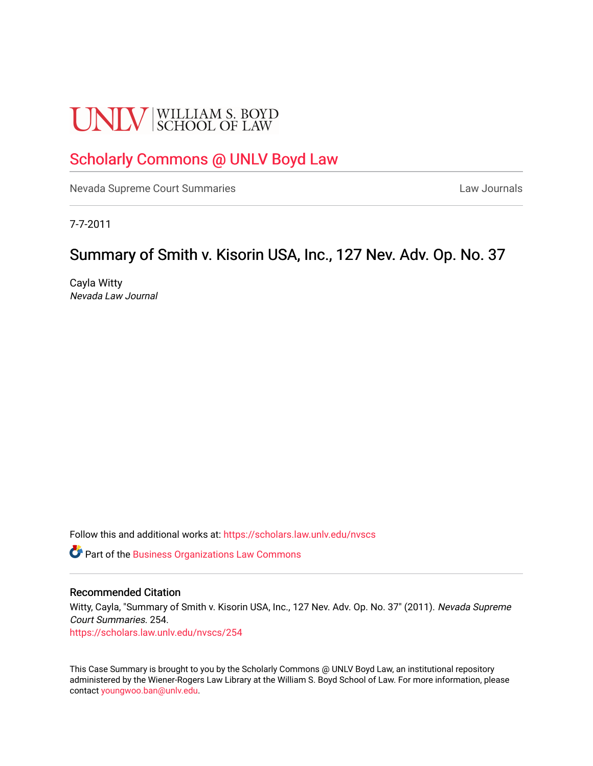UNLV | WILLIAM S. BOYD SCHOOL OF LAW

# Scholarly Commons @ UNLV Boyd Law

Nevada Supreme Court Summaries

Law Journals

7-7-2011

## Summary of Smith v. Kisorin USA, Inc., 127 Nev. Adv. Op. No. 37

Cayla Witty
*Nevada Law Journal*

Follow this and additional works at: https://scholars.law.unlv.edu/nvscs

Part of the Business Organizations Law Commons

### Recommended Citation

Witty, Cayla, "Summary of Smith v. Kisorin USA, Inc., 127 Nev. Adv. Op. No. 37" (2011). *Nevada Supreme Court Summaries*. 254.
https://scholars.law.unlv.edu/nvscs/254

This Case Summary is brought to you by the Scholarly Commons @ UNLV Boyd Law, an institutional repository administered by the Wiener-Rogers Law Library at the William S. Boyd School of Law. For more information, please contact youngwoo.ban@unlv.edu.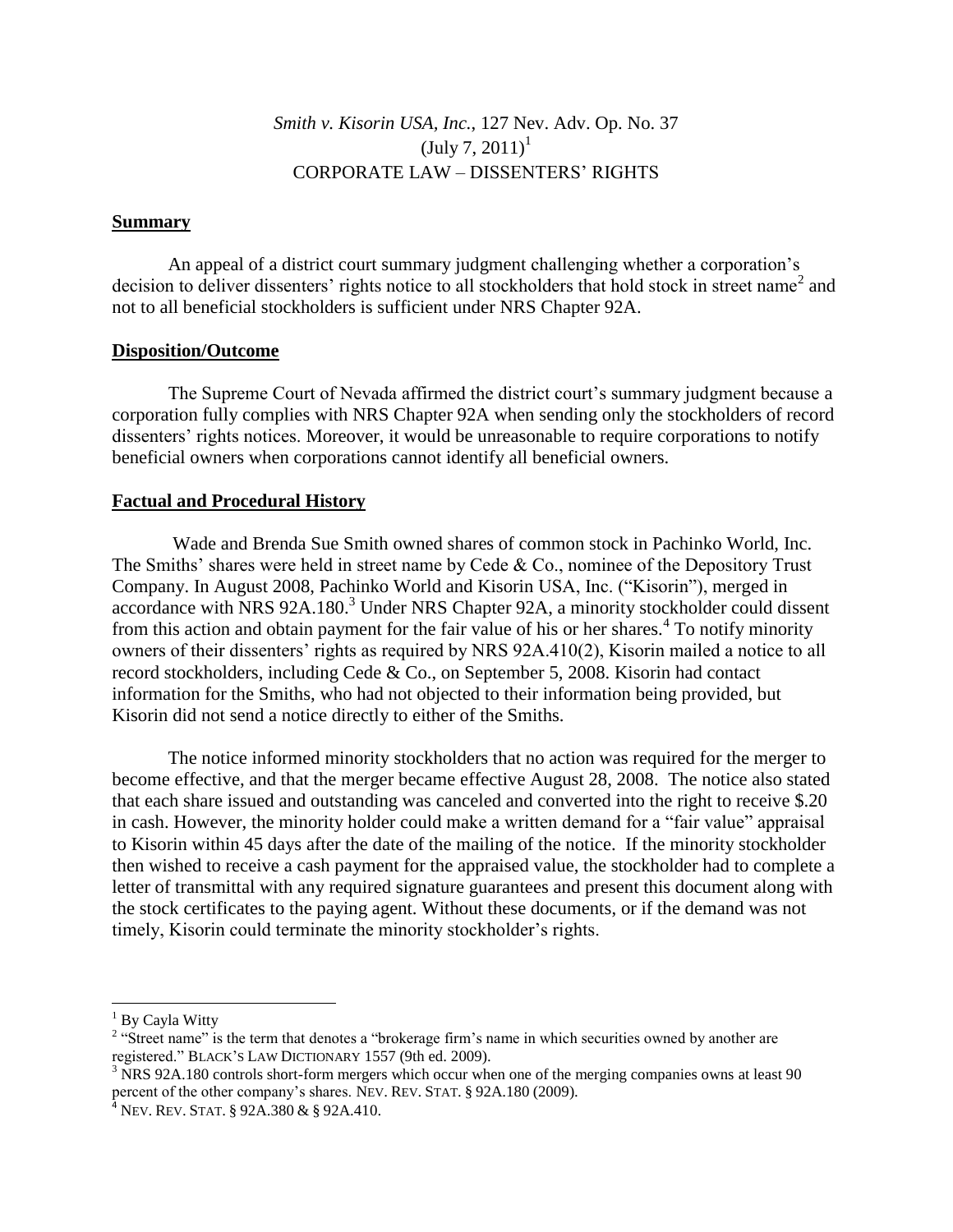*Smith v. Kisorin USA, Inc.*, 127 Nev. Adv. Op. No. 37 (July 7, 2011)[1]
CORPORATE LAW – DISSENTERS' RIGHTS

## Summary

An appeal of a district court summary judgment challenging whether a corporation's decision to deliver dissenters' rights notice to all stockholders that hold stock in street name[2] and not to all beneficial stockholders is sufficient under NRS Chapter 92A.

## Disposition/Outcome

The Supreme Court of Nevada affirmed the district court's summary judgment because a corporation fully complies with NRS Chapter 92A when sending only the stockholders of record dissenters' rights notices. Moreover, it would be unreasonable to require corporations to notify beneficial owners when corporations cannot identify all beneficial owners.

## Factual and Procedural History

Wade and Brenda Sue Smith owned shares of common stock in Pachinko World, Inc. The Smiths' shares were held in street name by Cede & Co., nominee of the Depository Trust Company. In August 2008, Pachinko World and Kisorin USA, Inc. ("Kisorin"), merged in accordance with NRS 92A.180.[3] Under NRS Chapter 92A, a minority stockholder could dissent from this action and obtain payment for the fair value of his or her shares.[4] To notify minority owners of their dissenters' rights as required by NRS 92A.410(2), Kisorin mailed a notice to all record stockholders, including Cede & Co., on September 5, 2008. Kisorin had contact information for the Smiths, who had not objected to their information being provided, but Kisorin did not send a notice directly to either of the Smiths.

The notice informed minority stockholders that no action was required for the merger to become effective, and that the merger became effective August 28, 2008. The notice also stated that each share issued and outstanding was canceled and converted into the right to receive $.20 in cash. However, the minority holder could make a written demand for a "fair value" appraisal to Kisorin within 45 days after the date of the mailing of the notice. If the minority stockholder then wished to receive a cash payment for the appraised value, the stockholder had to complete a letter of transmittal with any required signature guarantees and present this document along with the stock certificates to the paying agent. Without these documents, or if the demand was not timely, Kisorin could terminate the minority stockholder's rights.

---

[1] By Cayla Witty

[2] "Street name" is the term that denotes a "brokerage firm's name in which securities owned by another are registered." BLACK'S LAW DICTIONARY 1557 (9th ed. 2009).

[3] NRS 92A.180 controls short-form mergers which occur when one of the merging companies owns at least 90 percent of the other company's shares. NEV. REV. STAT. § 92A.180 (2009).

[4] NEV. REV. STAT. § 92A.380 & § 92A.410.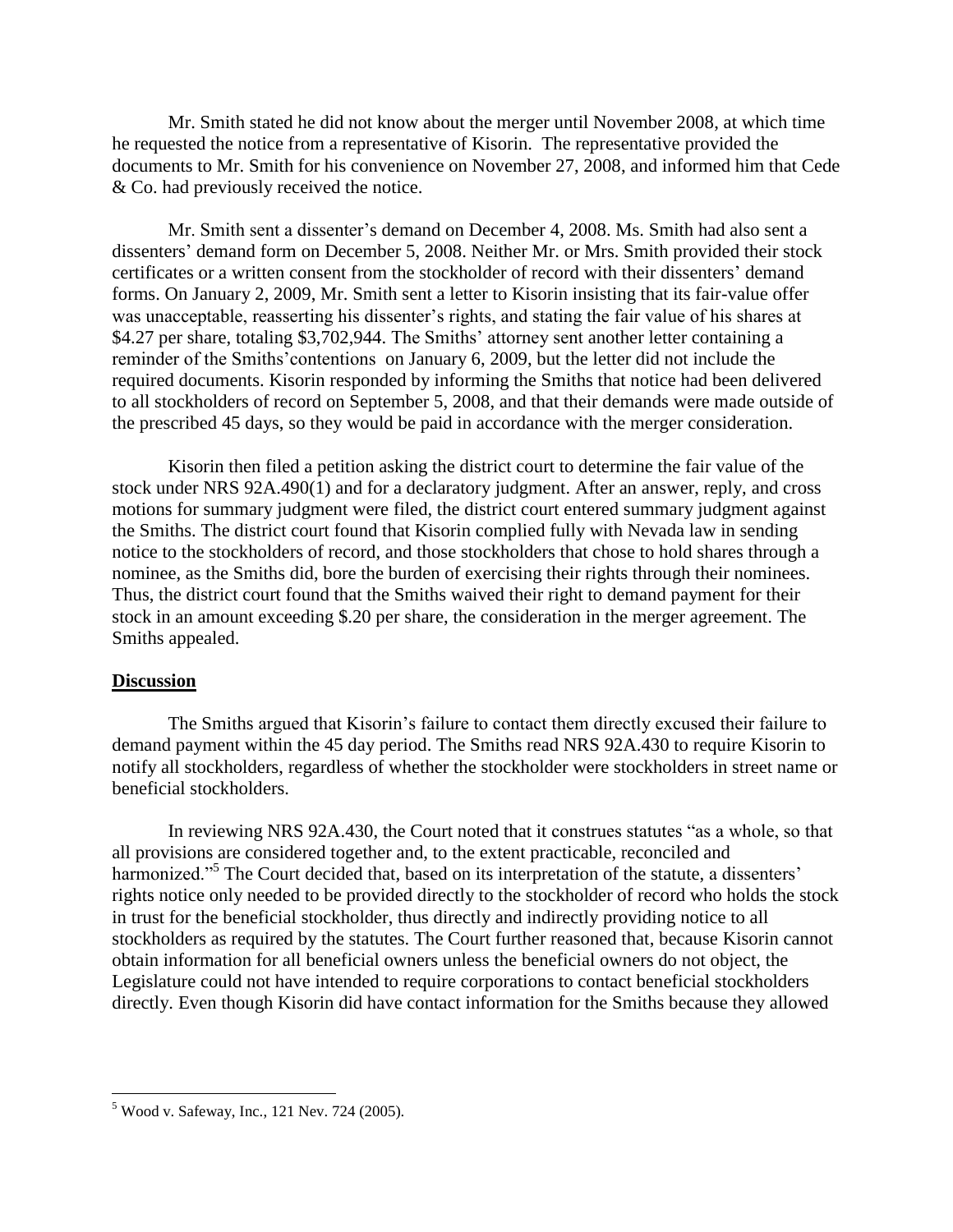Mr. Smith stated he did not know about the merger until November 2008, at which time he requested the notice from a representative of Kisorin. The representative provided the documents to Mr. Smith for his convenience on November 27, 2008, and informed him that Cede & Co. had previously received the notice.

Mr. Smith sent a dissenter's demand on December 4, 2008. Ms. Smith had also sent a dissenters' demand form on December 5, 2008. Neither Mr. or Mrs. Smith provided their stock certificates or a written consent from the stockholder of record with their dissenters' demand forms. On January 2, 2009, Mr. Smith sent a letter to Kisorin insisting that its fair-value offer was unacceptable, reasserting his dissenter's rights, and stating the fair value of his shares at $4.27 per share, totaling $3,702,944. The Smiths' attorney sent another letter containing a reminder of the Smiths'contentions on January 6, 2009, but the letter did not include the required documents. Kisorin responded by informing the Smiths that notice had been delivered to all stockholders of record on September 5, 2008, and that their demands were made outside of the prescribed 45 days, so they would be paid in accordance with the merger consideration.

Kisorin then filed a petition asking the district court to determine the fair value of the stock under NRS 92A.490(1) and for a declaratory judgment. After an answer, reply, and cross motions for summary judgment were filed, the district court entered summary judgment against the Smiths. The district court found that Kisorin complied fully with Nevada law in sending notice to the stockholders of record, and those stockholders that chose to hold shares through a nominee, as the Smiths did, bore the burden of exercising their rights through their nominees. Thus, the district court found that the Smiths waived their right to demand payment for their stock in an amount exceeding $.20 per share, the consideration in the merger agreement. The Smiths appealed.

**Discussion**

The Smiths argued that Kisorin's failure to contact them directly excused their failure to demand payment within the 45 day period. The Smiths read NRS 92A.430 to require Kisorin to notify all stockholders, regardless of whether the stockholder were stockholders in street name or beneficial stockholders.

In reviewing NRS 92A.430, the Court noted that it construes statutes "as a whole, so that all provisions are considered together and, to the extent practicable, reconciled and harmonized."[5] The Court decided that, based on its interpretation of the statute, a dissenters' rights notice only needed to be provided directly to the stockholder of record who holds the stock in trust for the beneficial stockholder, thus directly and indirectly providing notice to all stockholders as required by the statutes. The Court further reasoned that, because Kisorin cannot obtain information for all beneficial owners unless the beneficial owners do not object, the Legislature could not have intended to require corporations to contact beneficial stockholders directly. Even though Kisorin did have contact information for the Smiths because they allowed

[5] Wood v. Safeway, Inc., 121 Nev. 724 (2005).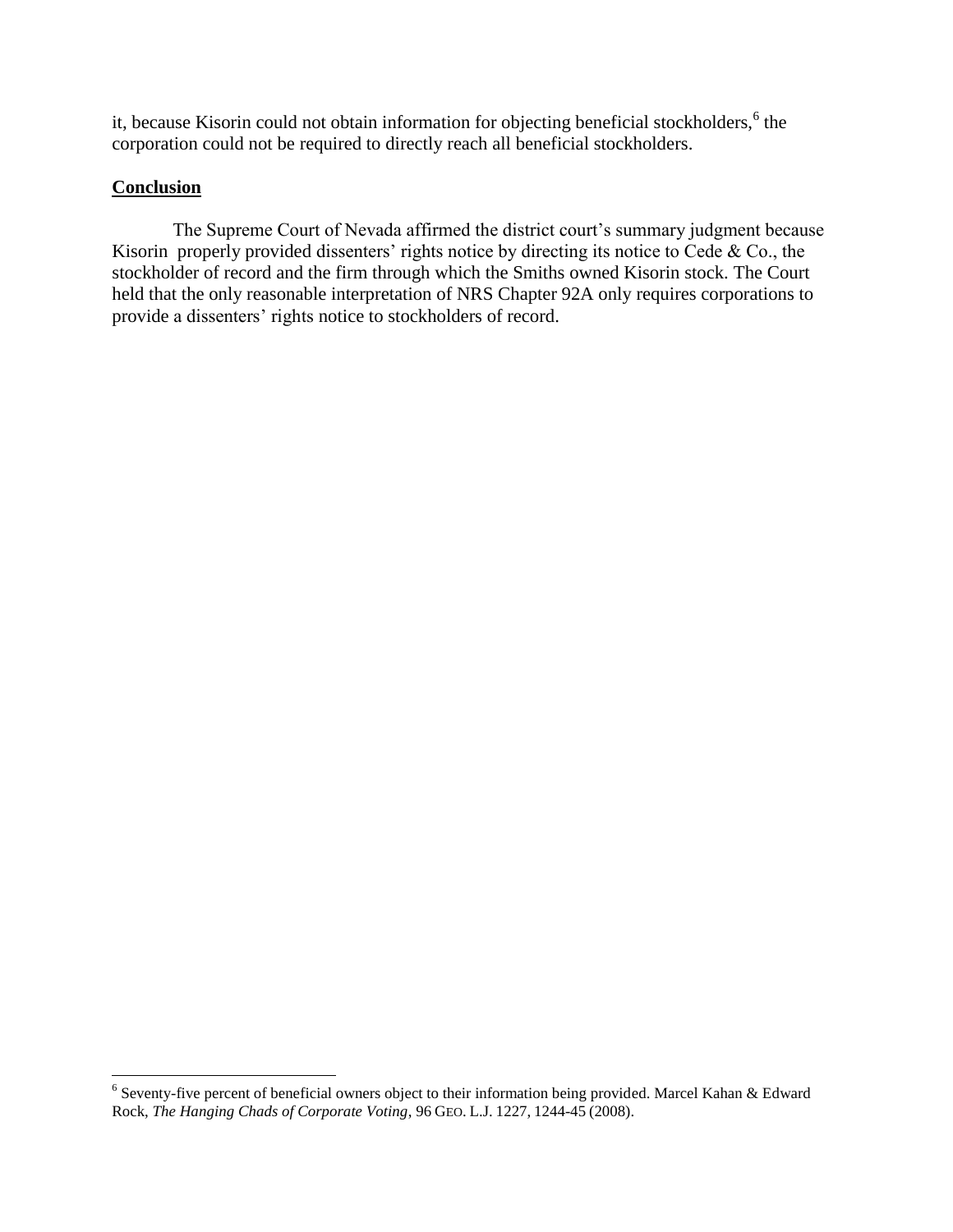it, because Kisorin could not obtain information for objecting beneficial stockholders,[6] the corporation could not be required to directly reach all beneficial stockholders.

## Conclusion

The Supreme Court of Nevada affirmed the district court's summary judgment because Kisorin properly provided dissenters' rights notice by directing its notice to Cede & Co., the stockholder of record and the firm through which the Smiths owned Kisorin stock. The Court held that the only reasonable interpretation of NRS Chapter 92A only requires corporations to provide a dissenters' rights notice to stockholders of record.

---

[6] Seventy-five percent of beneficial owners object to their information being provided. Marcel Kahan & Edward Rock, *The Hanging Chads of Corporate Voting*, 96 GEO. L.J. 1227, 1244-45 (2008).